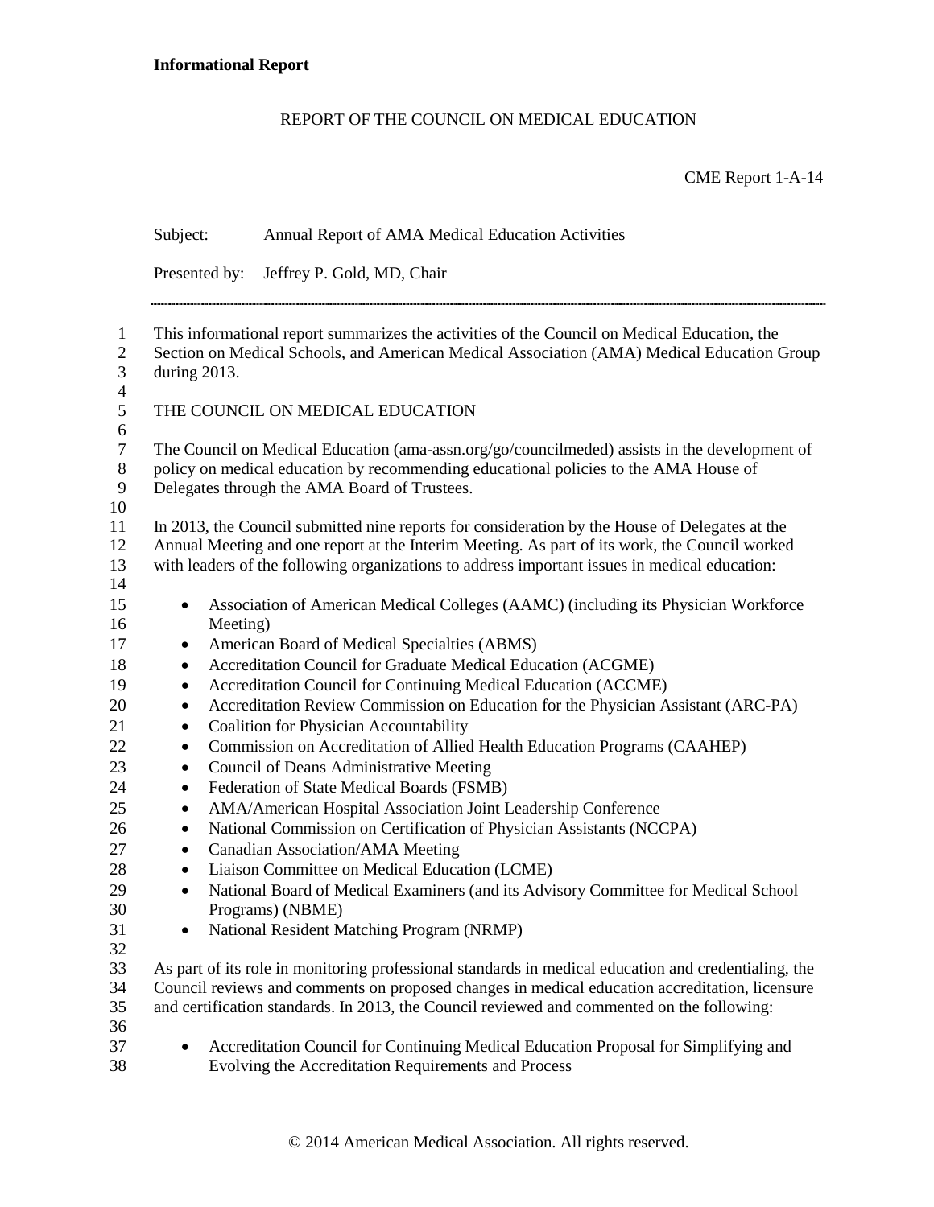**Informational Report**

REPORT OF THE COUNCIL ON MEDICAL EDUCATION

CME Report 1-A-14

Subject: Annual Report of AMA Medical Education Activities

Presented by: Jeffrey P. Gold, MD, Chair

---

This informational report summarizes the activities of the Council on Medical Education, the Section on Medical Schools, and American Medical Association (AMA) Medical Education Group during 2013.

## THE COUNCIL ON MEDICAL EDUCATION

The Council on Medical Education (ama-assn.org/go/councilmeded) assists in the development of policy on medical education by recommending educational policies to the AMA House of Delegates through the AMA Board of Trustees.

In 2013, the Council submitted nine reports for consideration by the House of Delegates at the Annual Meeting and one report at the Interim Meeting. As part of its work, the Council worked with leaders of the following organizations to address important issues in medical education:

- Association of American Medical Colleges (AAMC) (including its Physician Workforce Meeting)
- American Board of Medical Specialties (ABMS)
- Accreditation Council for Graduate Medical Education (ACGME)
- Accreditation Council for Continuing Medical Education (ACCME)
- Accreditation Review Commission on Education for the Physician Assistant (ARC-PA)
- Coalition for Physician Accountability
- Commission on Accreditation of Allied Health Education Programs (CAAHEP)
- Council of Deans Administrative Meeting
- Federation of State Medical Boards (FSMB)
- AMA/American Hospital Association Joint Leadership Conference
- National Commission on Certification of Physician Assistants (NCCPA)
- Canadian Association/AMA Meeting
- Liaison Committee on Medical Education (LCME)
- National Board of Medical Examiners (and its Advisory Committee for Medical School Programs) (NBME)
- National Resident Matching Program (NRMP)

As part of its role in monitoring professional standards in medical education and credentialing, the Council reviews and comments on proposed changes in medical education accreditation, licensure and certification standards. In 2013, the Council reviewed and commented on the following:

- Accreditation Council for Continuing Medical Education Proposal for Simplifying and Evolving the Accreditation Requirements and Process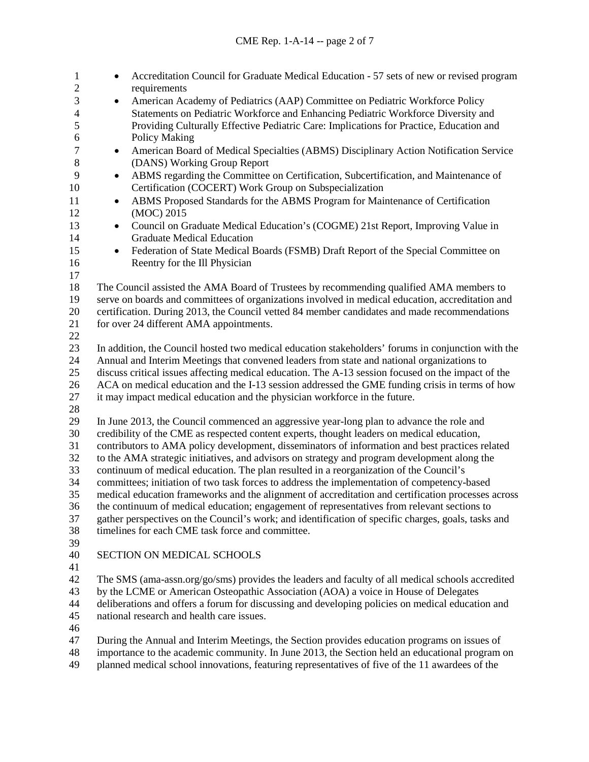- Accreditation Council for Graduate Medical Education - 57 sets of new or revised program requirements
- American Academy of Pediatrics (AAP) Committee on Pediatric Workforce Policy Statements on Pediatric Workforce and Enhancing Pediatric Workforce Diversity and Providing Culturally Effective Pediatric Care: Implications for Practice, Education and Policy Making
- American Board of Medical Specialties (ABMS) Disciplinary Action Notification Service (DANS) Working Group Report
- ABMS regarding the Committee on Certification, Subcertification, and Maintenance of Certification (COCERT) Work Group on Subspecialization
- ABMS Proposed Standards for the ABMS Program for Maintenance of Certification (MOC) 2015
- Council on Graduate Medical Education's (COGME) 21st Report, Improving Value in Graduate Medical Education
- Federation of State Medical Boards (FSMB) Draft Report of the Special Committee on Reentry for the Ill Physician

The Council assisted the AMA Board of Trustees by recommending qualified AMA members to serve on boards and committees of organizations involved in medical education, accreditation and certification. During 2013, the Council vetted 84 member candidates and made recommendations for over 24 different AMA appointments.

In addition, the Council hosted two medical education stakeholders' forums in conjunction with the Annual and Interim Meetings that convened leaders from state and national organizations to discuss critical issues affecting medical education. The A-13 session focused on the impact of the ACA on medical education and the I-13 session addressed the GME funding crisis in terms of how it may impact medical education and the physician workforce in the future.

In June 2013, the Council commenced an aggressive year-long plan to advance the role and credibility of the CME as respected content experts, thought leaders on medical education, contributors to AMA policy development, disseminators of information and best practices related to the AMA strategic initiatives, and advisors on strategy and program development along the continuum of medical education. The plan resulted in a reorganization of the Council's committees; initiation of two task forces to address the implementation of competency-based medical education frameworks and the alignment of accreditation and certification processes across the continuum of medical education; engagement of representatives from relevant sections to gather perspectives on the Council's work; and identification of specific charges, goals, tasks and timelines for each CME task force and committee.

## SECTION ON MEDICAL SCHOOLS

The SMS (ama-assn.org/go/sms) provides the leaders and faculty of all medical schools accredited by the LCME or American Osteopathic Association (AOA) a voice in House of Delegates deliberations and offers a forum for discussing and developing policies on medical education and national research and health care issues.

During the Annual and Interim Meetings, the Section provides education programs on issues of importance to the academic community. In June 2013, the Section held an educational program on planned medical school innovations, featuring representatives of five of the 11 awardees of the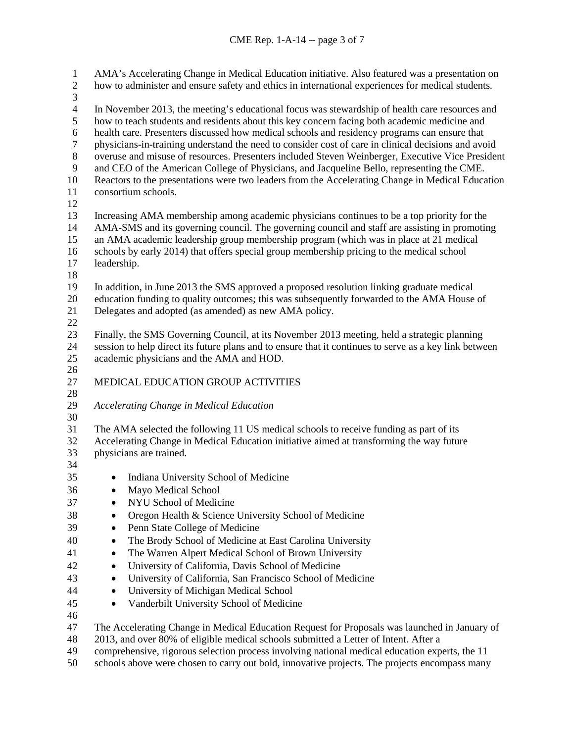AMA's Accelerating Change in Medical Education initiative. Also featured was a presentation on how to administer and ensure safety and ethics in international experiences for medical students.

In November 2013, the meeting's educational focus was stewardship of health care resources and how to teach students and residents about this key concern facing both academic medicine and health care. Presenters discussed how medical schools and residency programs can ensure that physicians-in-training understand the need to consider cost of care in clinical decisions and avoid overuse and misuse of resources. Presenters included Steven Weinberger, Executive Vice President and CEO of the American College of Physicians, and Jacqueline Bello, representing the CME. Reactors to the presentations were two leaders from the Accelerating Change in Medical Education consortium schools.

Increasing AMA membership among academic physicians continues to be a top priority for the AMA-SMS and its governing council. The governing council and staff are assisting in promoting an AMA academic leadership group membership program (which was in place at 21 medical schools by early 2014) that offers special group membership pricing to the medical school leadership.

In addition, in June 2013 the SMS approved a proposed resolution linking graduate medical education funding to quality outcomes; this was subsequently forwarded to the AMA House of Delegates and adopted (as amended) as new AMA policy.

Finally, the SMS Governing Council, at its November 2013 meeting, held a strategic planning session to help direct its future plans and to ensure that it continues to serve as a key link between academic physicians and the AMA and HOD.

## MEDICAL EDUCATION GROUP ACTIVITIES

### *Accelerating Change in Medical Education*

The AMA selected the following 11 US medical schools to receive funding as part of its Accelerating Change in Medical Education initiative aimed at transforming the way future physicians are trained.

- Indiana University School of Medicine
- Mayo Medical School
- NYU School of Medicine
- Oregon Health & Science University School of Medicine
- Penn State College of Medicine
- The Brody School of Medicine at East Carolina University
- The Warren Alpert Medical School of Brown University
- University of California, Davis School of Medicine
- University of California, San Francisco School of Medicine
- University of Michigan Medical School
- Vanderbilt University School of Medicine

The Accelerating Change in Medical Education Request for Proposals was launched in January of 2013, and over 80% of eligible medical schools submitted a Letter of Intent. After a comprehensive, rigorous selection process involving national medical education experts, the 11 schools above were chosen to carry out bold, innovative projects. The projects encompass many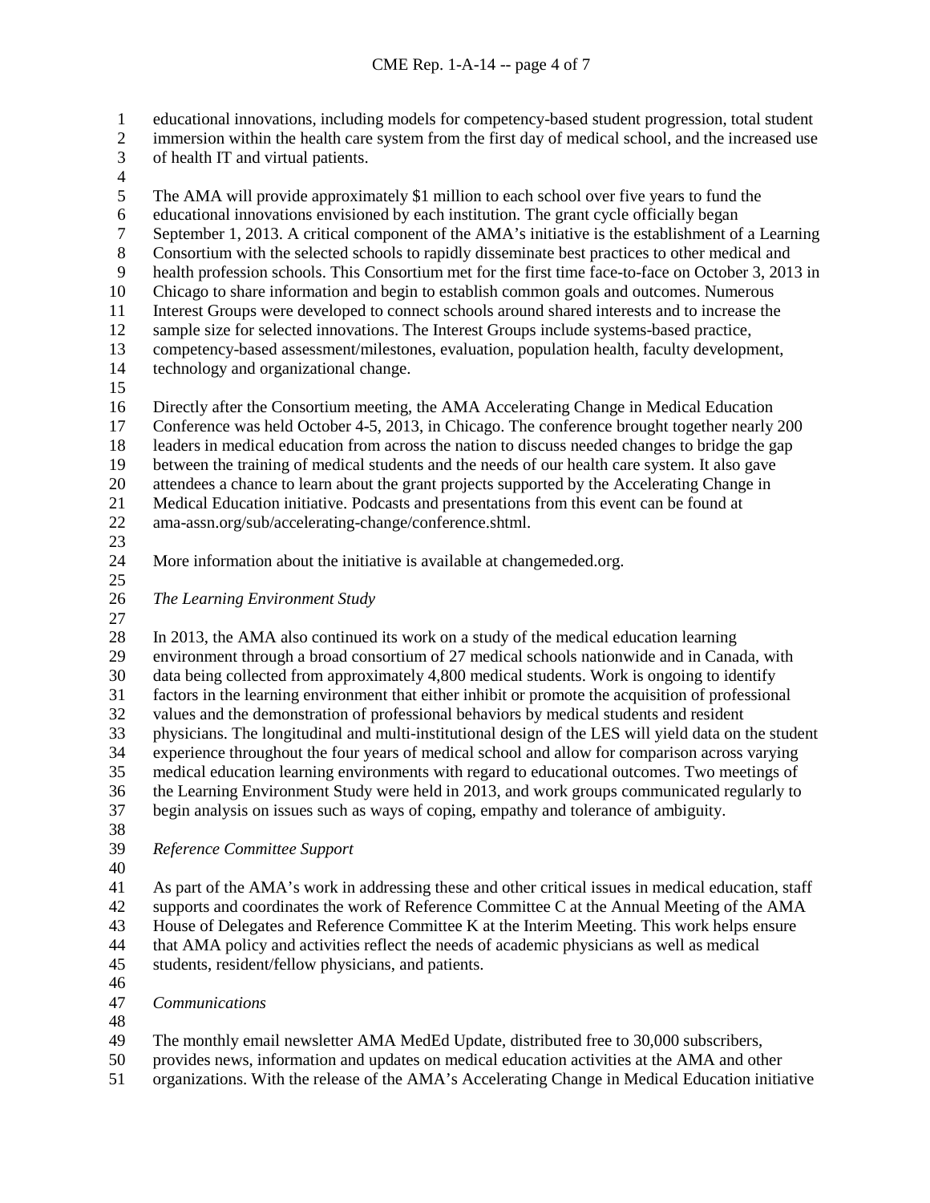educational innovations, including models for competency-based student progression, total student immersion within the health care system from the first day of medical school, and the increased use of health IT and virtual patients.

The AMA will provide approximately $1 million to each school over five years to fund the educational innovations envisioned by each institution. The grant cycle officially began September 1, 2013. A critical component of the AMA's initiative is the establishment of a Learning Consortium with the selected schools to rapidly disseminate best practices to other medical and health profession schools. This Consortium met for the first time face-to-face on October 3, 2013 in Chicago to share information and begin to establish common goals and outcomes. Numerous Interest Groups were developed to connect schools around shared interests and to increase the sample size for selected innovations. The Interest Groups include systems-based practice, competency-based assessment/milestones, evaluation, population health, faculty development, technology and organizational change.

Directly after the Consortium meeting, the AMA Accelerating Change in Medical Education Conference was held October 4-5, 2013, in Chicago. The conference brought together nearly 200 leaders in medical education from across the nation to discuss needed changes to bridge the gap between the training of medical students and the needs of our health care system. It also gave attendees a chance to learn about the grant projects supported by the Accelerating Change in Medical Education initiative. Podcasts and presentations from this event can be found at ama-assn.org/sub/accelerating-change/conference.shtml.

More information about the initiative is available at changemeded.org.

*The Learning Environment Study*

In 2013, the AMA also continued its work on a study of the medical education learning environment through a broad consortium of 27 medical schools nationwide and in Canada, with data being collected from approximately 4,800 medical students. Work is ongoing to identify factors in the learning environment that either inhibit or promote the acquisition of professional values and the demonstration of professional behaviors by medical students and resident physicians. The longitudinal and multi-institutional design of the LES will yield data on the student experience throughout the four years of medical school and allow for comparison across varying medical education learning environments with regard to educational outcomes. Two meetings of the Learning Environment Study were held in 2013, and work groups communicated regularly to begin analysis on issues such as ways of coping, empathy and tolerance of ambiguity.

*Reference Committee Support*

As part of the AMA's work in addressing these and other critical issues in medical education, staff supports and coordinates the work of Reference Committee C at the Annual Meeting of the AMA House of Delegates and Reference Committee K at the Interim Meeting. This work helps ensure that AMA policy and activities reflect the needs of academic physicians as well as medical students, resident/fellow physicians, and patients.

*Communications*

The monthly email newsletter AMA MedEd Update, distributed free to 30,000 subscribers, provides news, information and updates on medical education activities at the AMA and other organizations. With the release of the AMA's Accelerating Change in Medical Education initiative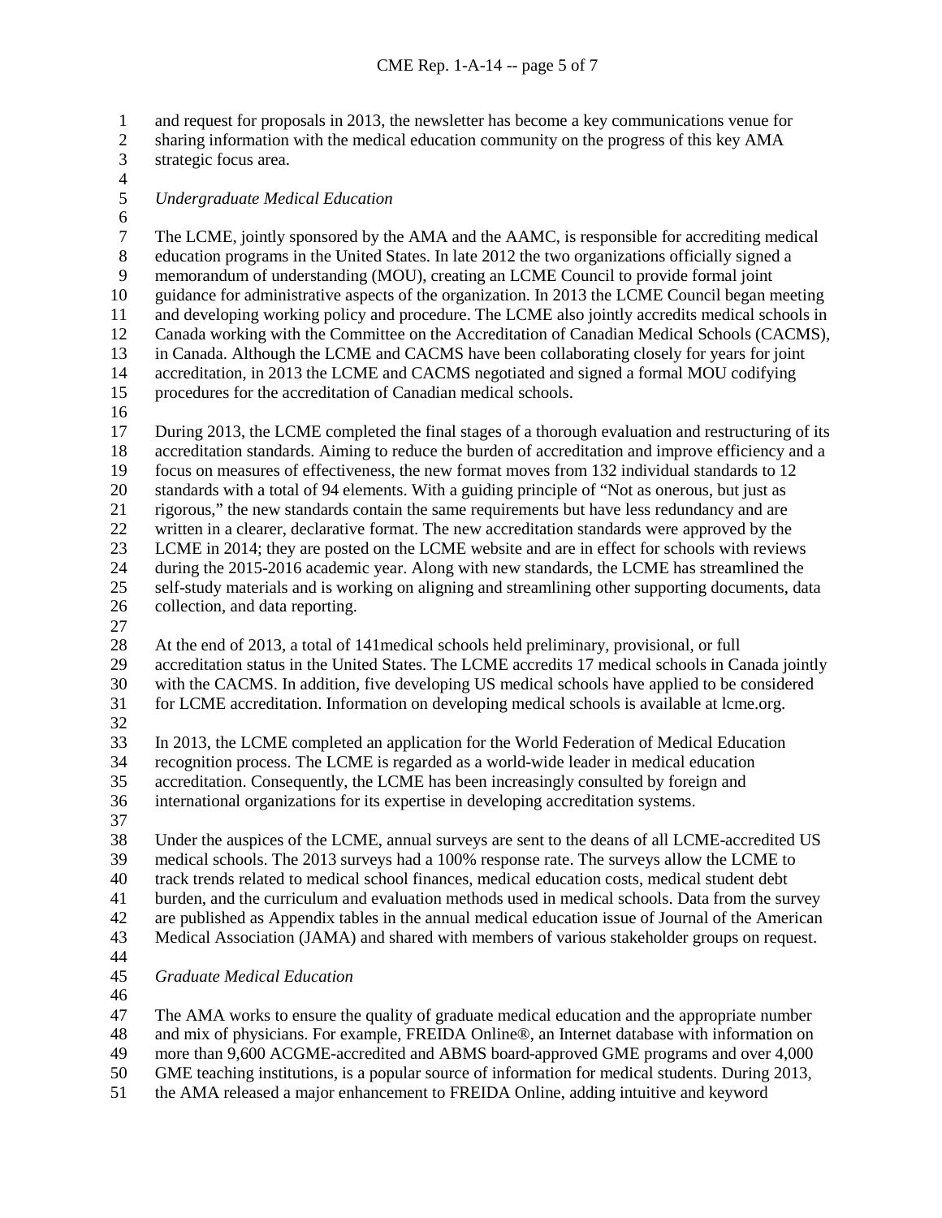and request for proposals in 2013, the newsletter has become a key communications venue for sharing information with the medical education community on the progress of this key AMA strategic focus area.

*Undergraduate Medical Education*

The LCME, jointly sponsored by the AMA and the AAMC, is responsible for accrediting medical education programs in the United States. In late 2012 the two organizations officially signed a memorandum of understanding (MOU), creating an LCME Council to provide formal joint guidance for administrative aspects of the organization. In 2013 the LCME Council began meeting and developing working policy and procedure. The LCME also jointly accredits medical schools in Canada working with the Committee on the Accreditation of Canadian Medical Schools (CACMS), in Canada. Although the LCME and CACMS have been collaborating closely for years for joint accreditation, in 2013 the LCME and CACMS negotiated and signed a formal MOU codifying procedures for the accreditation of Canadian medical schools.

During 2013, the LCME completed the final stages of a thorough evaluation and restructuring of its accreditation standards. Aiming to reduce the burden of accreditation and improve efficiency and a focus on measures of effectiveness, the new format moves from 132 individual standards to 12 standards with a total of 94 elements. With a guiding principle of "Not as onerous, but just as rigorous," the new standards contain the same requirements but have less redundancy and are written in a clearer, declarative format. The new accreditation standards were approved by the LCME in 2014; they are posted on the LCME website and are in effect for schools with reviews during the 2015-2016 academic year. Along with new standards, the LCME has streamlined the self-study materials and is working on aligning and streamlining other supporting documents, data collection, and data reporting.

At the end of 2013, a total of 141medical schools held preliminary, provisional, or full accreditation status in the United States. The LCME accredits 17 medical schools in Canada jointly with the CACMS. In addition, five developing US medical schools have applied to be considered for LCME accreditation. Information on developing medical schools is available at lcme.org.

In 2013, the LCME completed an application for the World Federation of Medical Education recognition process. The LCME is regarded as a world-wide leader in medical education accreditation. Consequently, the LCME has been increasingly consulted by foreign and international organizations for its expertise in developing accreditation systems.

Under the auspices of the LCME, annual surveys are sent to the deans of all LCME-accredited US medical schools. The 2013 surveys had a 100% response rate. The surveys allow the LCME to track trends related to medical school finances, medical education costs, medical student debt burden, and the curriculum and evaluation methods used in medical schools. Data from the survey are published as Appendix tables in the annual medical education issue of Journal of the American Medical Association (JAMA) and shared with members of various stakeholder groups on request.

*Graduate Medical Education*

The AMA works to ensure the quality of graduate medical education and the appropriate number and mix of physicians. For example, FREIDA Online®, an Internet database with information on more than 9,600 ACGME-accredited and ABMS board-approved GME programs and over 4,000 GME teaching institutions, is a popular source of information for medical students. During 2013, the AMA released a major enhancement to FREIDA Online, adding intuitive and keyword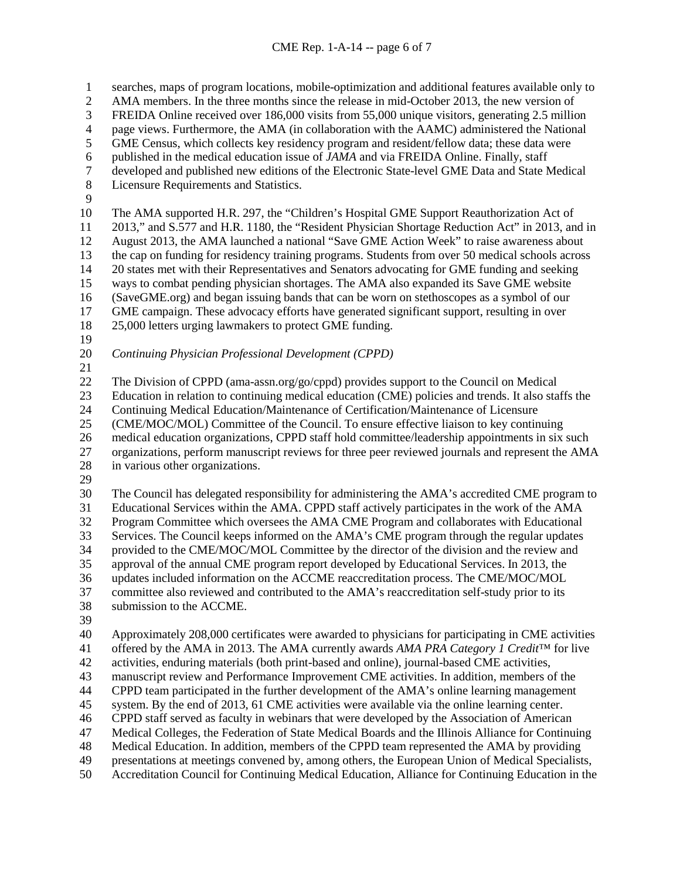searches, maps of program locations, mobile-optimization and additional features available only to AMA members. In the three months since the release in mid-October 2013, the new version of FREIDA Online received over 186,000 visits from 55,000 unique visitors, generating 2.5 million page views. Furthermore, the AMA (in collaboration with the AAMC) administered the National GME Census, which collects key residency program and resident/fellow data; these data were published in the medical education issue of *JAMA* and via FREIDA Online. Finally, staff developed and published new editions of the Electronic State-level GME Data and State Medical Licensure Requirements and Statistics.

The AMA supported H.R. 297, the "Children's Hospital GME Support Reauthorization Act of 2013," and S.577 and H.R. 1180, the "Resident Physician Shortage Reduction Act" in 2013, and in August 2013, the AMA launched a national "Save GME Action Week" to raise awareness about the cap on funding for residency training programs. Students from over 50 medical schools across 20 states met with their Representatives and Senators advocating for GME funding and seeking ways to combat pending physician shortages. The AMA also expanded its Save GME website (SaveGME.org) and began issuing bands that can be worn on stethoscopes as a symbol of our GME campaign. These advocacy efforts have generated significant support, resulting in over 25,000 letters urging lawmakers to protect GME funding.

*Continuing Physician Professional Development (CPPD)*

The Division of CPPD (ama-assn.org/go/cppd) provides support to the Council on Medical Education in relation to continuing medical education (CME) policies and trends. It also staffs the Continuing Medical Education/Maintenance of Certification/Maintenance of Licensure (CME/MOC/MOL) Committee of the Council. To ensure effective liaison to key continuing medical education organizations, CPPD staff hold committee/leadership appointments in six such organizations, perform manuscript reviews for three peer reviewed journals and represent the AMA in various other organizations.

The Council has delegated responsibility for administering the AMA's accredited CME program to Educational Services within the AMA. CPPD staff actively participates in the work of the AMA Program Committee which oversees the AMA CME Program and collaborates with Educational Services. The Council keeps informed on the AMA's CME program through the regular updates provided to the CME/MOC/MOL Committee by the director of the division and the review and approval of the annual CME program report developed by Educational Services. In 2013, the updates included information on the ACCME reaccreditation process. The CME/MOC/MOL committee also reviewed and contributed to the AMA's reaccreditation self-study prior to its submission to the ACCME.

Approximately 208,000 certificates were awarded to physicians for participating in CME activities offered by the AMA in 2013. The AMA currently awards *AMA PRA Category 1 Credit*™ for live activities, enduring materials (both print-based and online), journal-based CME activities, manuscript review and Performance Improvement CME activities. In addition, members of the CPPD team participated in the further development of the AMA's online learning management system. By the end of 2013, 61 CME activities were available via the online learning center. CPPD staff served as faculty in webinars that were developed by the Association of American Medical Colleges, the Federation of State Medical Boards and the Illinois Alliance for Continuing Medical Education. In addition, members of the CPPD team represented the AMA by providing presentations at meetings convened by, among others, the European Union of Medical Specialists, Accreditation Council for Continuing Medical Education, Alliance for Continuing Education in the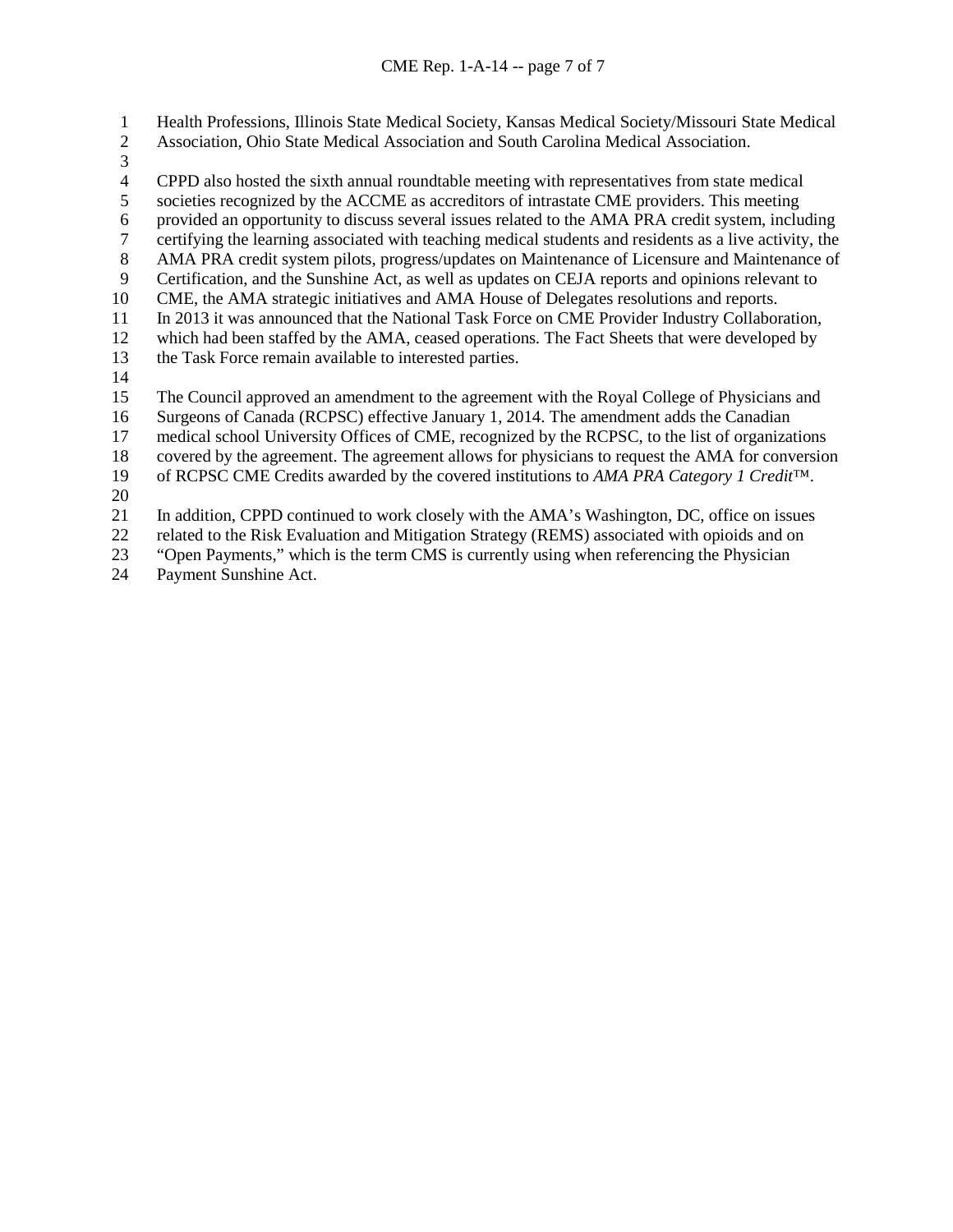Health Professions, Illinois State Medical Society, Kansas Medical Society/Missouri State Medical Association, Ohio State Medical Association and South Carolina Medical Association.

CPPD also hosted the sixth annual roundtable meeting with representatives from state medical societies recognized by the ACCME as accreditors of intrastate CME providers. This meeting provided an opportunity to discuss several issues related to the AMA PRA credit system, including certifying the learning associated with teaching medical students and residents as a live activity, the AMA PRA credit system pilots, progress/updates on Maintenance of Licensure and Maintenance of Certification, and the Sunshine Act, as well as updates on CEJA reports and opinions relevant to CME, the AMA strategic initiatives and AMA House of Delegates resolutions and reports. In 2013 it was announced that the National Task Force on CME Provider Industry Collaboration, which had been staffed by the AMA, ceased operations. The Fact Sheets that were developed by the Task Force remain available to interested parties.

The Council approved an amendment to the agreement with the Royal College of Physicians and Surgeons of Canada (RCPSC) effective January 1, 2014. The amendment adds the Canadian medical school University Offices of CME, recognized by the RCPSC, to the list of organizations covered by the agreement. The agreement allows for physicians to request the AMA for conversion of RCPSC CME Credits awarded by the covered institutions to *AMA PRA Category 1 Credit*™.

In addition, CPPD continued to work closely with the AMA's Washington, DC, office on issues related to the Risk Evaluation and Mitigation Strategy (REMS) associated with opioids and on "Open Payments," which is the term CMS is currently using when referencing the Physician Payment Sunshine Act.